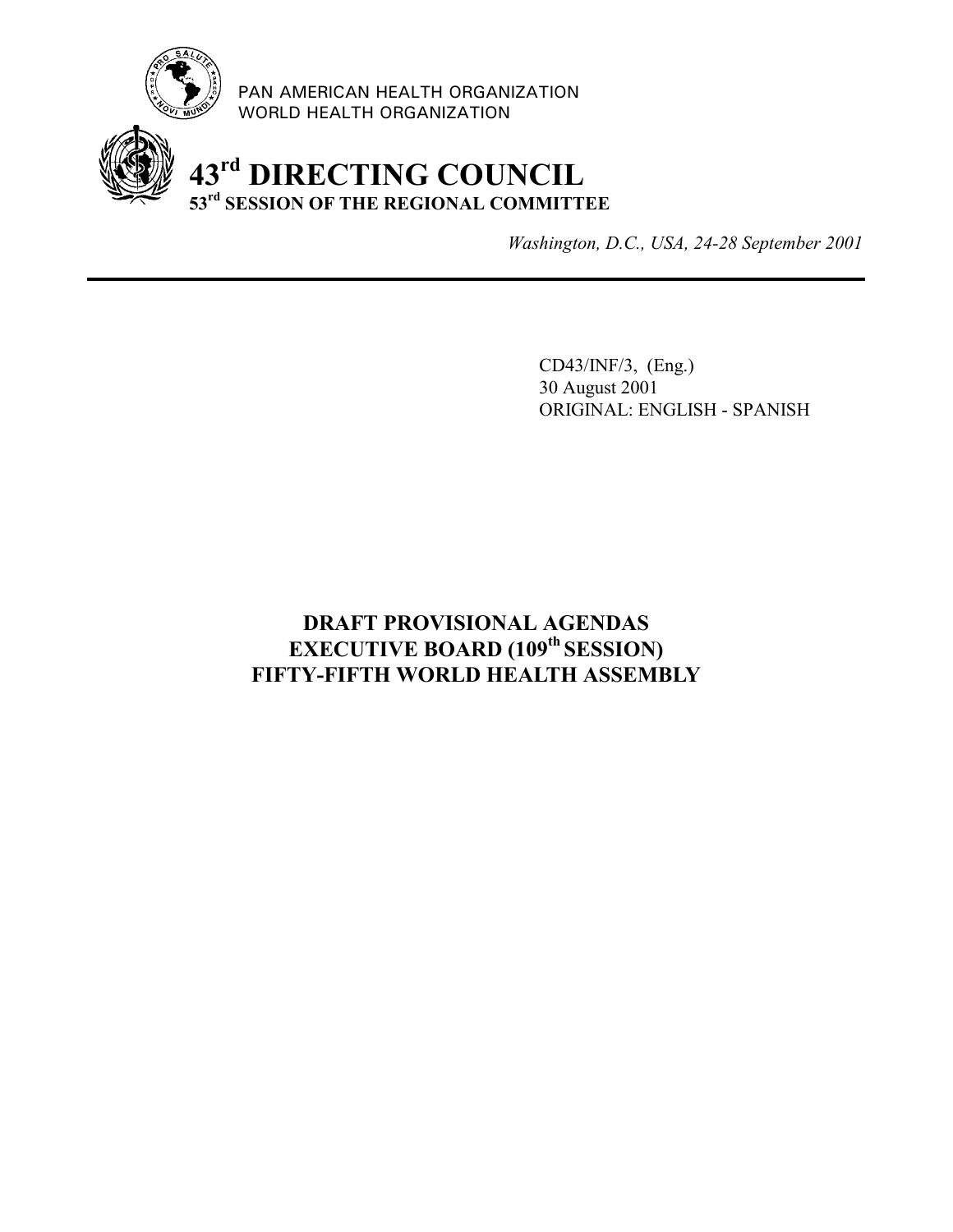PAN AMERICAN HEALTH ORGANIZATION
WORLD HEALTH ORGANIZATION

# 43rd DIRECTING COUNCIL
## 53rd SESSION OF THE REGIONAL COMMITTEE

*Washington, D.C., USA, 24-28 September 2001*

---

CD43/INF/3, (Eng.)
30 August 2001
ORIGINAL: ENGLISH - SPANISH

## DRAFT PROVISIONAL AGENDAS
## EXECUTIVE BOARD (109th SESSION)
## FIFTY-FIFTH WORLD HEALTH ASSEMBLY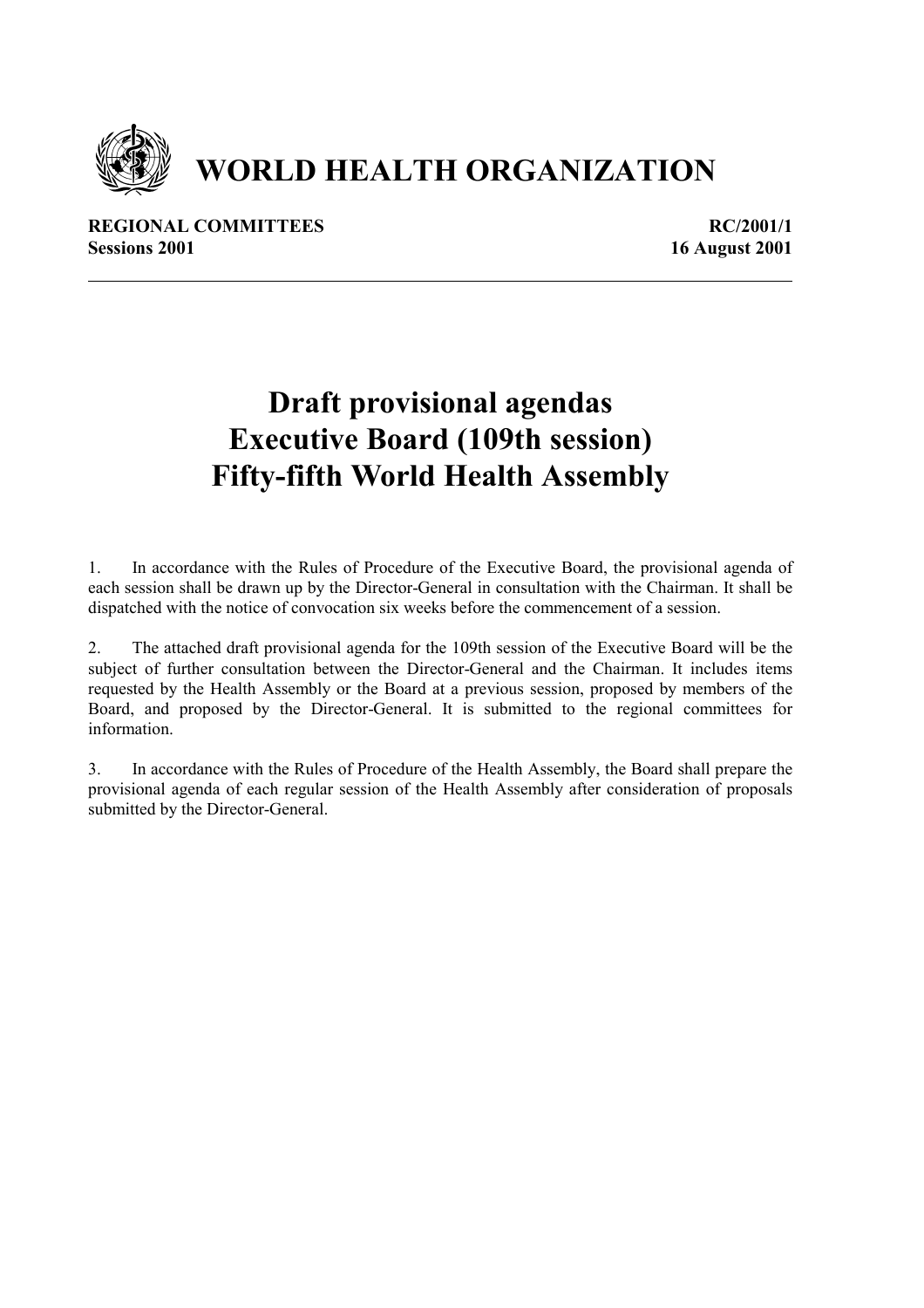# WORLD HEALTH ORGANIZATION

**REGIONAL COMMITTEES** **RC/2001/1**
**Sessions 2001** **16 August 2001**

---

# Draft provisional agendas
# Executive Board (109th session)
# Fifty-fifth World Health Assembly

1. In accordance with the Rules of Procedure of the Executive Board, the provisional agenda of each session shall be drawn up by the Director-General in consultation with the Chairman. It shall be dispatched with the notice of convocation six weeks before the commencement of a session.

2. The attached draft provisional agenda for the 109th session of the Executive Board will be the subject of further consultation between the Director-General and the Chairman. It includes items requested by the Health Assembly or the Board at a previous session, proposed by members of the Board, and proposed by the Director-General. It is submitted to the regional committees for information.

3. In accordance with the Rules of Procedure of the Health Assembly, the Board shall prepare the provisional agenda of each regular session of the Health Assembly after consideration of proposals submitted by the Director-General.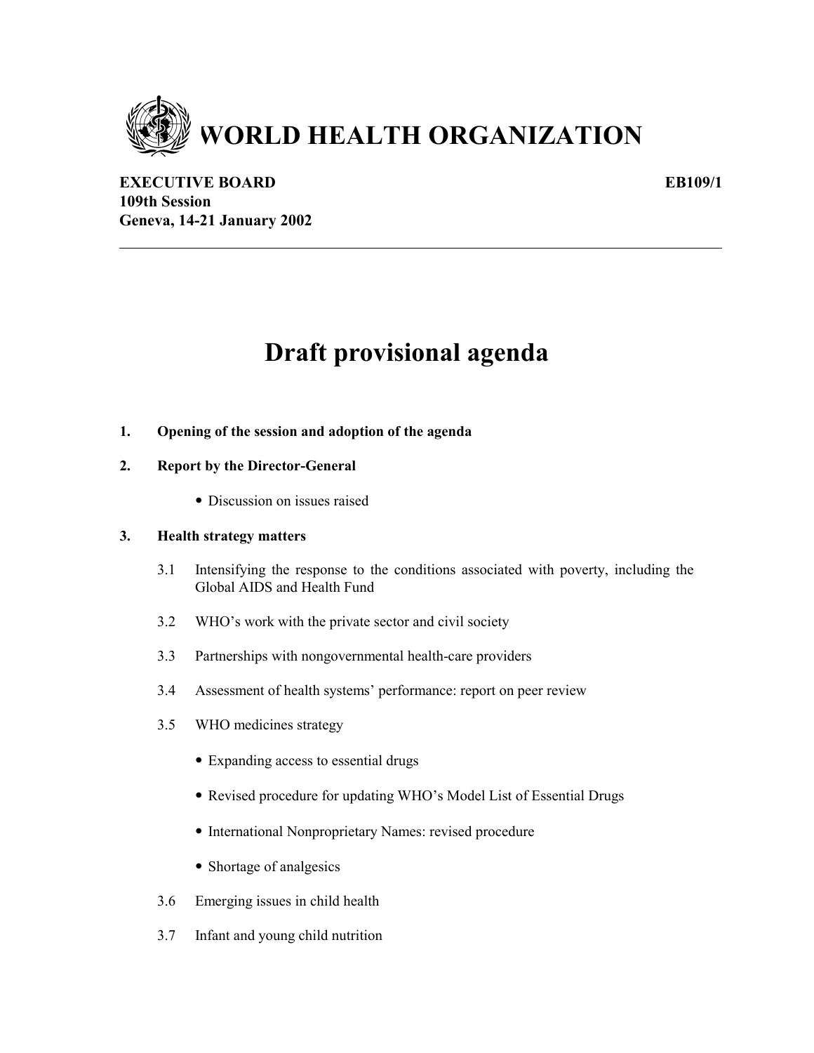# WORLD HEALTH ORGANIZATION

**EXECUTIVE BOARD** **EB109/1**
**109th Session**
**Geneva, 14-21 January 2002**

---

# Draft provisional agenda

**1. Opening of the session and adoption of the agenda**

**2. Report by the Director-General**

- Discussion on issues raised

**3. Health strategy matters**

3.1 Intensifying the response to the conditions associated with poverty, including the Global AIDS and Health Fund

3.2 WHO's work with the private sector and civil society

3.3 Partnerships with nongovernmental health-care providers

3.4 Assessment of health systems' performance: report on peer review

3.5 WHO medicines strategy

- Expanding access to essential drugs
- Revised procedure for updating WHO's Model List of Essential Drugs
- International Nonproprietary Names: revised procedure
- Shortage of analgesics

3.6 Emerging issues in child health

3.7 Infant and young child nutrition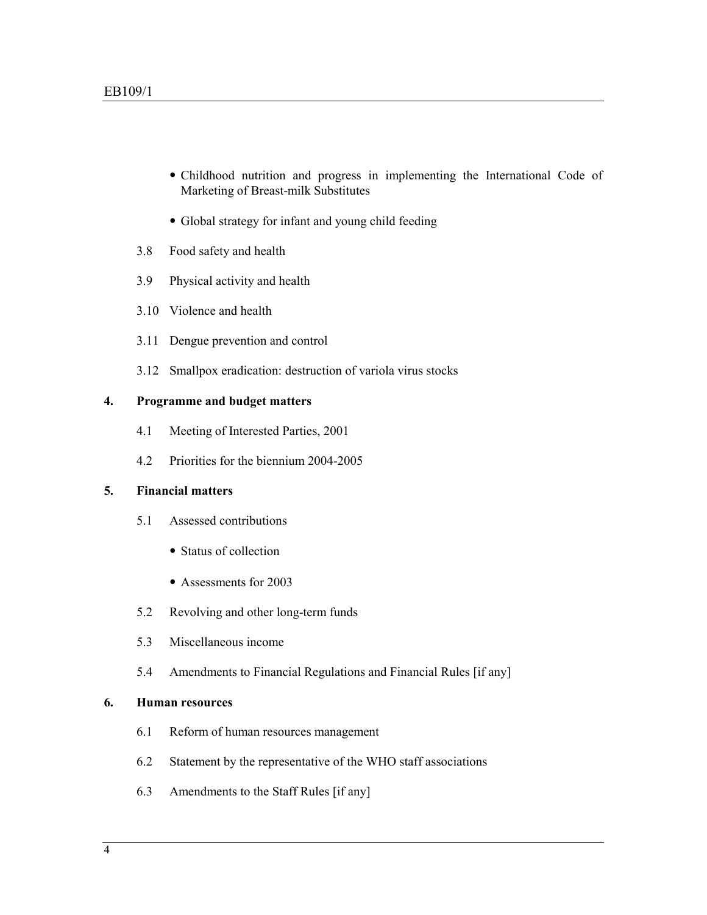- Childhood nutrition and progress in implementing the International Code of Marketing of Breast-milk Substitutes

- Global strategy for infant and young child feeding

3.8 Food safety and health

3.9 Physical activity and health

3.10 Violence and health

3.11 Dengue prevention and control

3.12 Smallpox eradication: destruction of variola virus stocks

**4. Programme and budget matters**

4.1 Meeting of Interested Parties, 2001

4.2 Priorities for the biennium 2004-2005

**5. Financial matters**

5.1 Assessed contributions

- Status of collection

- Assessments for 2003

5.2 Revolving and other long-term funds

5.3 Miscellaneous income

5.4 Amendments to Financial Regulations and Financial Rules [if any]

**6. Human resources**

6.1 Reform of human resources management

6.2 Statement by the representative of the WHO staff associations

6.3 Amendments to the Staff Rules [if any]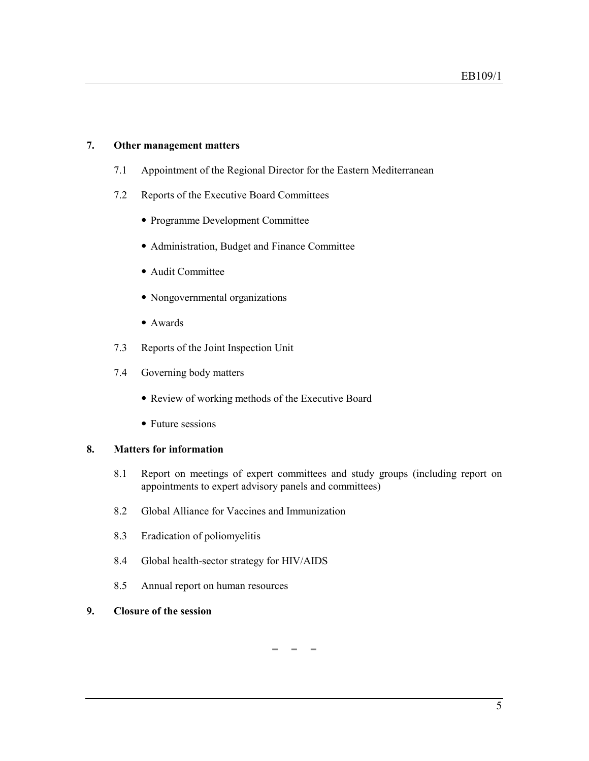**7. Other management matters**

7.1 Appointment of the Regional Director for the Eastern Mediterranean

7.2 Reports of the Executive Board Committees

- Programme Development Committee
- Administration, Budget and Finance Committee
- Audit Committee
- Nongovernmental organizations
- Awards

7.3 Reports of the Joint Inspection Unit

7.4 Governing body matters

- Review of working methods of the Executive Board
- Future sessions

**8. Matters for information**

8.1 Report on meetings of expert committees and study groups (including report on appointments to expert advisory panels and committees)

8.2 Global Alliance for Vaccines and Immunization

8.3 Eradication of poliomyelitis

8.4 Global health-sector strategy for HIV/AIDS

8.5 Annual report on human resources

**9. Closure of the session**

= = =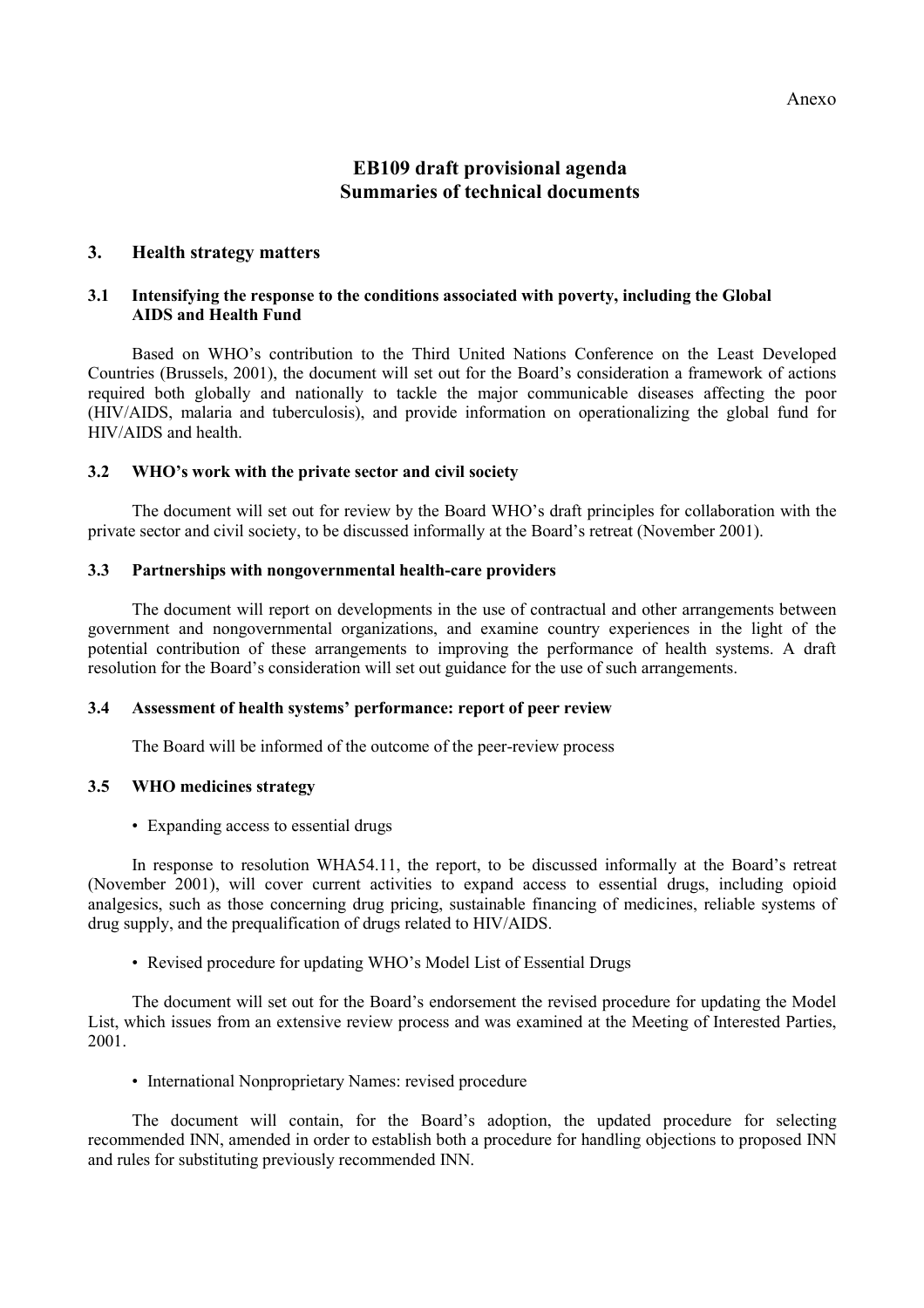Anexo

# EB109 draft provisional agenda
# Summaries of technical documents

## 3. Health strategy matters

### 3.1 Intensifying the response to the conditions associated with poverty, including the Global AIDS and Health Fund

Based on WHO's contribution to the Third United Nations Conference on the Least Developed Countries (Brussels, 2001), the document will set out for the Board's consideration a framework of actions required both globally and nationally to tackle the major communicable diseases affecting the poor (HIV/AIDS, malaria and tuberculosis), and provide information on operationalizing the global fund for HIV/AIDS and health.

### 3.2 WHO's work with the private sector and civil society

The document will set out for review by the Board WHO's draft principles for collaboration with the private sector and civil society, to be discussed informally at the Board's retreat (November 2001).

### 3.3 Partnerships with nongovernmental health-care providers

The document will report on developments in the use of contractual and other arrangements between government and nongovernmental organizations, and examine country experiences in the light of the potential contribution of these arrangements to improving the performance of health systems. A draft resolution for the Board's consideration will set out guidance for the use of such arrangements.

### 3.4 Assessment of health systems' performance: report of peer review

The Board will be informed of the outcome of the peer-review process

### 3.5 WHO medicines strategy

- Expanding access to essential drugs

In response to resolution WHA54.11, the report, to be discussed informally at the Board's retreat (November 2001), will cover current activities to expand access to essential drugs, including opioid analgesics, such as those concerning drug pricing, sustainable financing of medicines, reliable systems of drug supply, and the prequalification of drugs related to HIV/AIDS.

- Revised procedure for updating WHO's Model List of Essential Drugs

The document will set out for the Board's endorsement the revised procedure for updating the Model List, which issues from an extensive review process and was examined at the Meeting of Interested Parties, 2001.

- International Nonproprietary Names: revised procedure

The document will contain, for the Board's adoption, the updated procedure for selecting recommended INN, amended in order to establish both a procedure for handling objections to proposed INN and rules for substituting previously recommended INN.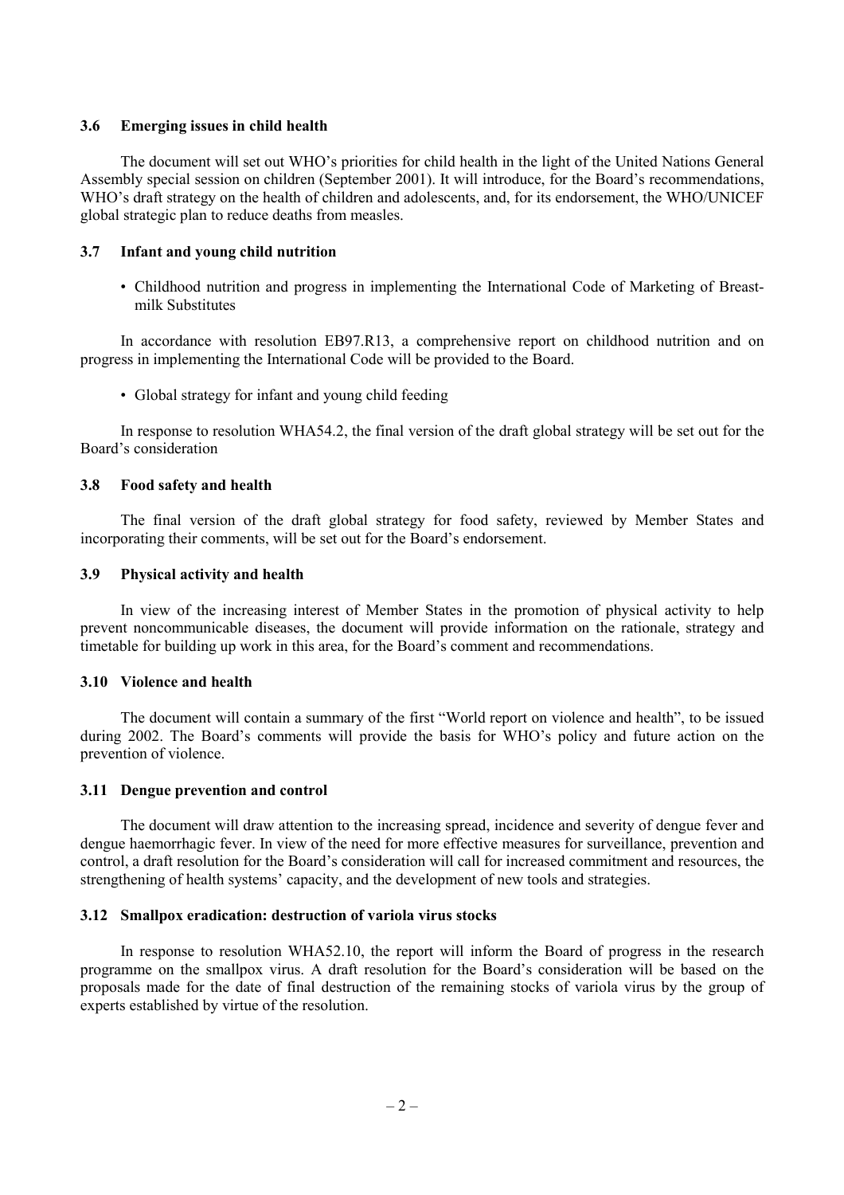### 3.6 Emerging issues in child health

The document will set out WHO's priorities for child health in the light of the United Nations General Assembly special session on children (September 2001). It will introduce, for the Board's recommendations, WHO's draft strategy on the health of children and adolescents, and, for its endorsement, the WHO/UNICEF global strategic plan to reduce deaths from measles.

### 3.7 Infant and young child nutrition

- Childhood nutrition and progress in implementing the International Code of Marketing of Breast-milk Substitutes

In accordance with resolution EB97.R13, a comprehensive report on childhood nutrition and on progress in implementing the International Code will be provided to the Board.

- Global strategy for infant and young child feeding

In response to resolution WHA54.2, the final version of the draft global strategy will be set out for the Board's consideration

### 3.8 Food safety and health

The final version of the draft global strategy for food safety, reviewed by Member States and incorporating their comments, will be set out for the Board's endorsement.

### 3.9 Physical activity and health

In view of the increasing interest of Member States in the promotion of physical activity to help prevent noncommunicable diseases, the document will provide information on the rationale, strategy and timetable for building up work in this area, for the Board's comment and recommendations.

### 3.10 Violence and health

The document will contain a summary of the first "World report on violence and health", to be issued during 2002. The Board's comments will provide the basis for WHO's policy and future action on the prevention of violence.

### 3.11 Dengue prevention and control

The document will draw attention to the increasing spread, incidence and severity of dengue fever and dengue haemorrhagic fever. In view of the need for more effective measures for surveillance, prevention and control, a draft resolution for the Board's consideration will call for increased commitment and resources, the strengthening of health systems' capacity, and the development of new tools and strategies.

### 3.12 Smallpox eradication: destruction of variola virus stocks

In response to resolution WHA52.10, the report will inform the Board of progress in the research programme on the smallpox virus. A draft resolution for the Board's consideration will be based on the proposals made for the date of final destruction of the remaining stocks of variola virus by the group of experts established by virtue of the resolution.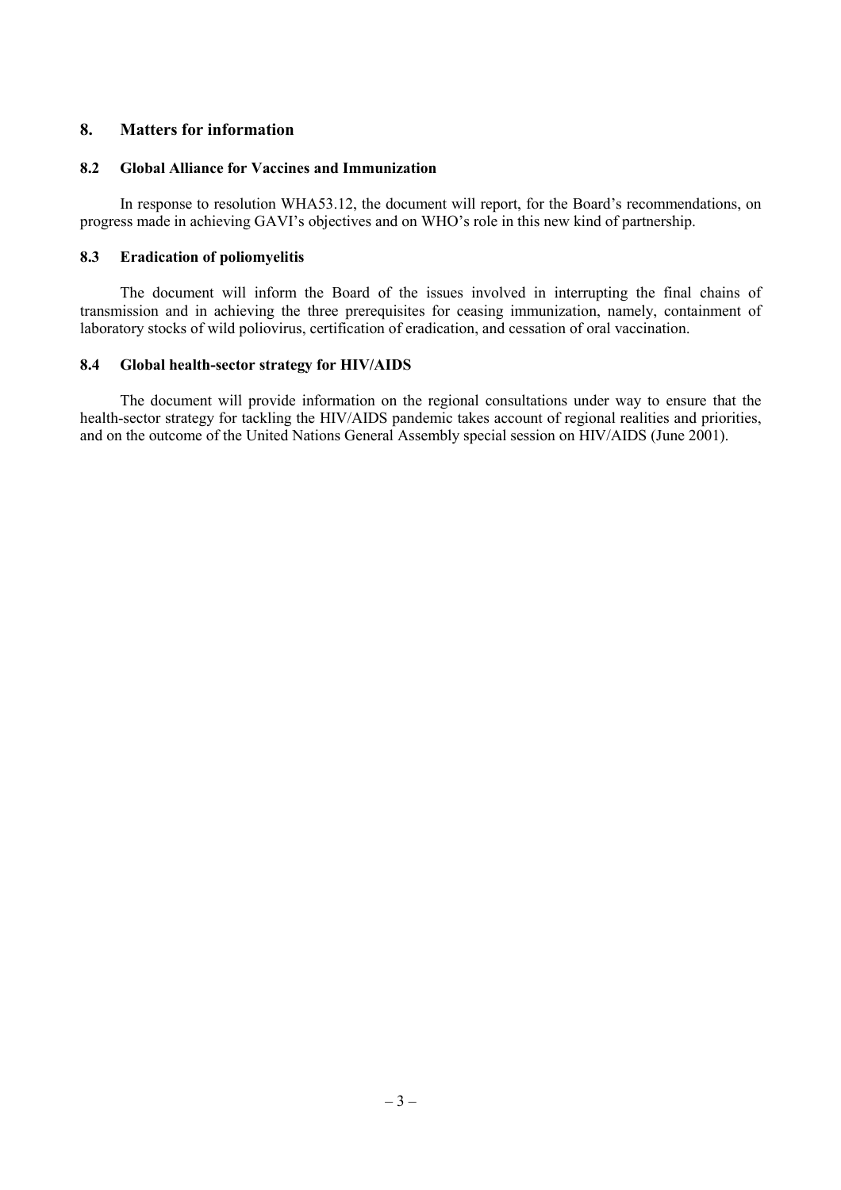## 8. Matters for information

### 8.2 Global Alliance for Vaccines and Immunization

In response to resolution WHA53.12, the document will report, for the Board's recommendations, on progress made in achieving GAVI's objectives and on WHO's role in this new kind of partnership.

### 8.3 Eradication of poliomyelitis

The document will inform the Board of the issues involved in interrupting the final chains of transmission and in achieving the three prerequisites for ceasing immunization, namely, containment of laboratory stocks of wild poliovirus, certification of eradication, and cessation of oral vaccination.

### 8.4 Global health-sector strategy for HIV/AIDS

The document will provide information on the regional consultations under way to ensure that the health-sector strategy for tackling the HIV/AIDS pandemic takes account of regional realities and priorities, and on the outcome of the United Nations General Assembly special session on HIV/AIDS (June 2001).